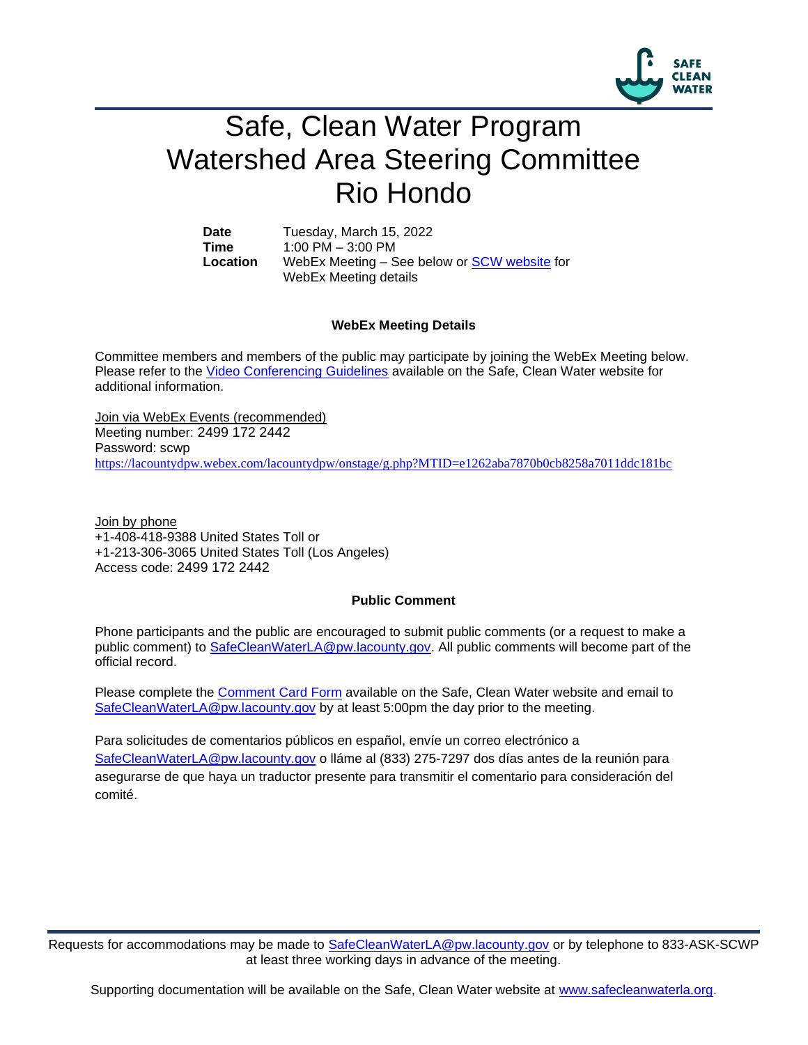# Safe, Clean Water Program
# Watershed Area Steering Committee
# Rio Hondo

| | |
|---|---|
| **Date** | Tuesday, March 15, 2022 |
| **Time** | 1:00 PM – 3:00 PM |
| **Location** | WebEx Meeting – See below or SCW website for WebEx Meeting details |

**WebEx Meeting Details**

Committee members and members of the public may participate by joining the WebEx Meeting below. Please refer to the Video Conferencing Guidelines available on the Safe, Clean Water website for additional information.

Join via WebEx Events (recommended)
Meeting number: 2499 172 2442
Password: scwp
https://lacountydpw.webex.com/lacountydpw/onstage/g.php?MTID=e1262aba7870b0cb8258a7011ddc181bc

Join by phone
+1-408-418-9388 United States Toll or
+1-213-306-3065 United States Toll (Los Angeles)
Access code: 2499 172 2442

**Public Comment**

Phone participants and the public are encouraged to submit public comments (or a request to make a public comment) to SafeCleanWaterLA@pw.lacounty.gov. All public comments will become part of the official record.

Please complete the Comment Card Form available on the Safe, Clean Water website and email to SafeCleanWaterLA@pw.lacounty.gov by at least 5:00pm the day prior to the meeting.

Para solicitudes de comentarios públicos en español, envíe un correo electrónico a SafeCleanWaterLA@pw.lacounty.gov o lláme al (833) 275-7297 dos días antes de la reunión para asegurarse de que haya un traductor presente para transmitir el comentario para consideración del comité.

Requests for accommodations may be made to SafeCleanWaterLA@pw.lacounty.gov or by telephone to 833-ASK-SCWP at least three working days in advance of the meeting.

Supporting documentation will be available on the Safe, Clean Water website at www.safecleanwaterla.org.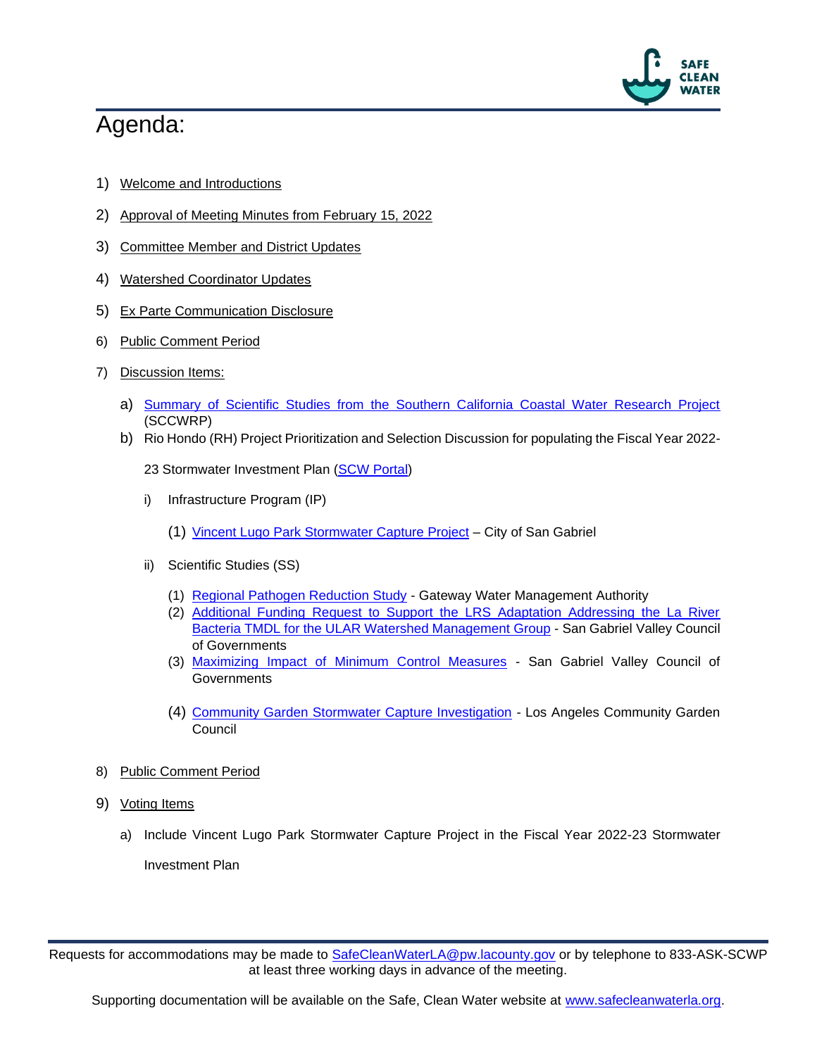# Agenda:

1) Welcome and Introductions
2) Approval of Meeting Minutes from February 15, 2022
3) Committee Member and District Updates
4) Watershed Coordinator Updates
5) Ex Parte Communication Disclosure
6) Public Comment Period
7) Discussion Items:
   a) Summary of Scientific Studies from the Southern California Coastal Water Research Project (SCCWRP)
   b) Rio Hondo (RH) Project Prioritization and Selection Discussion for populating the Fiscal Year 2022-23 Stormwater Investment Plan (SCW Portal)
      i) Infrastructure Program (IP)
         (1) Vincent Lugo Park Stormwater Capture Project – City of San Gabriel
      ii) Scientific Studies (SS)
         (1) Regional Pathogen Reduction Study - Gateway Water Management Authority
         (2) Additional Funding Request to Support the LRS Adaptation Addressing the La River Bacteria TMDL for the ULAR Watershed Management Group - San Gabriel Valley Council of Governments
         (3) Maximizing Impact of Minimum Control Measures - San Gabriel Valley Council of Governments
         (4) Community Garden Stormwater Capture Investigation - Los Angeles Community Garden Council
8) Public Comment Period
9) Voting Items
   a) Include Vincent Lugo Park Stormwater Capture Project in the Fiscal Year 2022-23 Stormwater Investment Plan

Requests for accommodations may be made to SafeCleanWaterLA@pw.lacounty.gov or by telephone to 833-ASK-SCWP at least three working days in advance of the meeting.

Supporting documentation will be available on the Safe, Clean Water website at www.safecleanwaterla.org.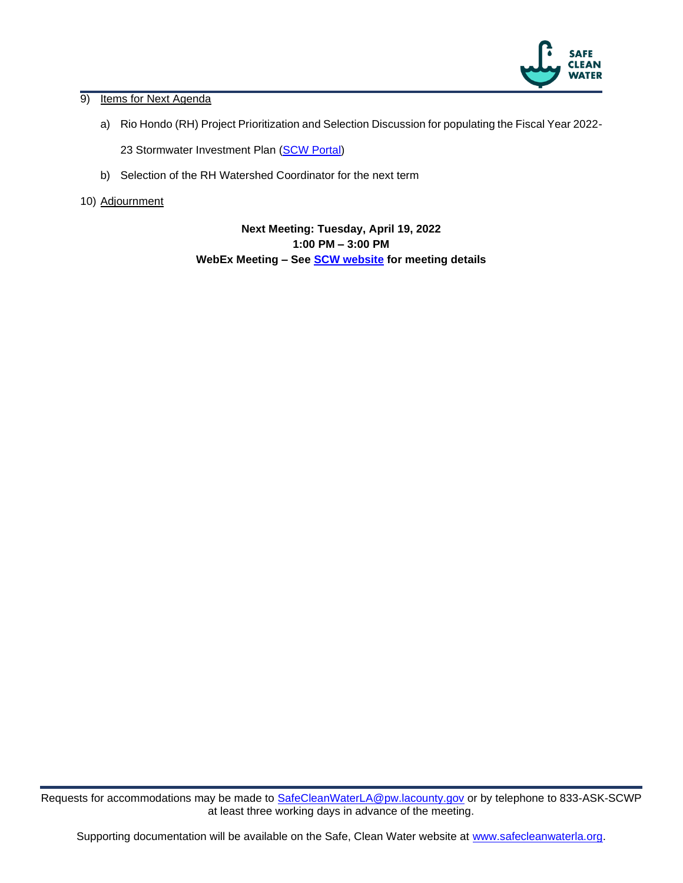9) Items for Next Agenda

   a) Rio Hondo (RH) Project Prioritization and Selection Discussion for populating the Fiscal Year 2022-23 Stormwater Investment Plan (SCW Portal)

   b) Selection of the RH Watershed Coordinator for the next term

10) Adjournment

**Next Meeting: Tuesday, April 19, 2022**
**1:00 PM – 3:00 PM**
**WebEx Meeting – See SCW website for meeting details**

Requests for accommodations may be made to SafeCleanWaterLA@pw.lacounty.gov or by telephone to 833-ASK-SCWP at least three working days in advance of the meeting.

Supporting documentation will be available on the Safe, Clean Water website at www.safecleanwaterla.org.